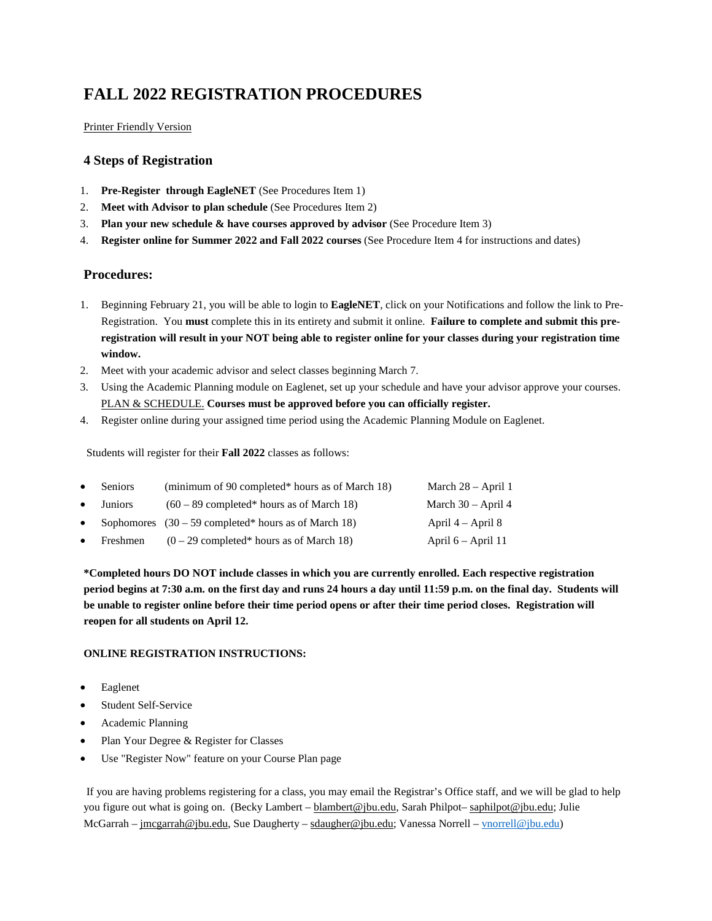# FALL 2022 REGISTRATION PROCEDURES

Printer Friendly Version

## 4 Steps of Registration

1. **Pre-Register through EagleNET** (See Procedures Item 1)
2. **Meet with Advisor to plan schedule** (See Procedures Item 2)
3. **Plan your new schedule & have courses approved by advisor** (See Procedure Item 3)
4. **Register online for Summer 2022 and Fall 2022 courses** (See Procedure Item 4 for instructions and dates)

## Procedures:

1. Beginning February 21, you will be able to login to **EagleNET**, click on your Notifications and follow the link to Pre-Registration. You **must** complete this in its entirety and submit it online. **Failure to complete and submit this pre-registration will result in your NOT being able to register online for your classes during your registration time window.**
2. Meet with your academic advisor and select classes beginning March 7.
3. Using the Academic Planning module on Eaglenet, set up your schedule and have your advisor approve your courses. PLAN & SCHEDULE. **Courses must be approved before you can officially register.**
4. Register online during your assigned time period using the Academic Planning Module on Eaglenet.

Students will register for their **Fall 2022** classes as follows:

- Seniors (minimum of 90 completed* hours as of March 18) March 28 – April 1
- Juniors (60 – 89 completed* hours as of March 18) March 30 – April 4
- Sophomores (30 – 59 completed* hours as of March 18) April 4 – April 8
- Freshmen (0 – 29 completed* hours as of March 18) April 6 – April 11

**\*Completed hours DO NOT include classes in which you are currently enrolled. Each respective registration period begins at 7:30 a.m. on the first day and runs 24 hours a day until 11:59 p.m. on the final day. Students will be unable to register online before their time period opens or after their time period closes. Registration will reopen for all students on April 12.**

**ONLINE REGISTRATION INSTRUCTIONS:**

- Eaglenet
- Student Self-Service
- Academic Planning
- Plan Your Degree & Register for Classes
- Use "Register Now" feature on your Course Plan page

If you are having problems registering for a class, you may email the Registrar's Office staff, and we will be glad to help you figure out what is going on. (Becky Lambert – blambert@jbu.edu, Sarah Philpot– saphilpot@jbu.edu; Julie McGarrah – jmcgarrah@jbu.edu, Sue Daugherty – sdaugher@jbu.edu; Vanessa Norrell – vnorrell@jbu.edu)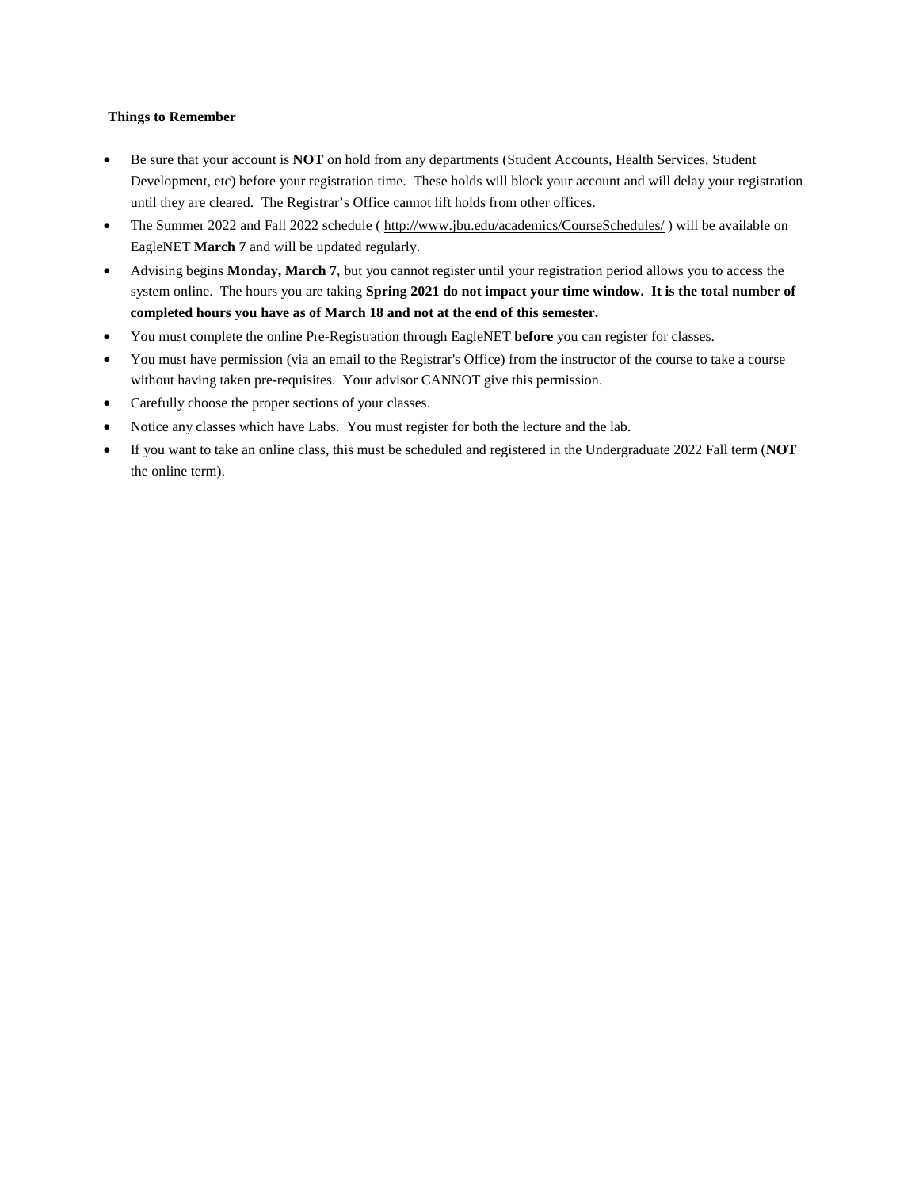**Things to Remember**

- Be sure that your account is **NOT** on hold from any departments (Student Accounts, Health Services, Student Development, etc) before your registration time. These holds will block your account and will delay your registration until they are cleared. The Registrar's Office cannot lift holds from other offices.
- The Summer 2022 and Fall 2022 schedule ( http://www.jbu.edu/academics/CourseSchedules/ ) will be available on EagleNET **March 7** and will be updated regularly.
- Advising begins **Monday, March 7**, but you cannot register until your registration period allows you to access the system online. The hours you are taking **Spring 2021 do not impact your time window. It is the total number of completed hours you have as of March 18 and not at the end of this semester.**
- You must complete the online Pre-Registration through EagleNET **before** you can register for classes.
- You must have permission (via an email to the Registrar's Office) from the instructor of the course to take a course without having taken pre-requisites. Your advisor CANNOT give this permission.
- Carefully choose the proper sections of your classes.
- Notice any classes which have Labs. You must register for both the lecture and the lab.
- If you want to take an online class, this must be scheduled and registered in the Undergraduate 2022 Fall term (**NOT** the online term).